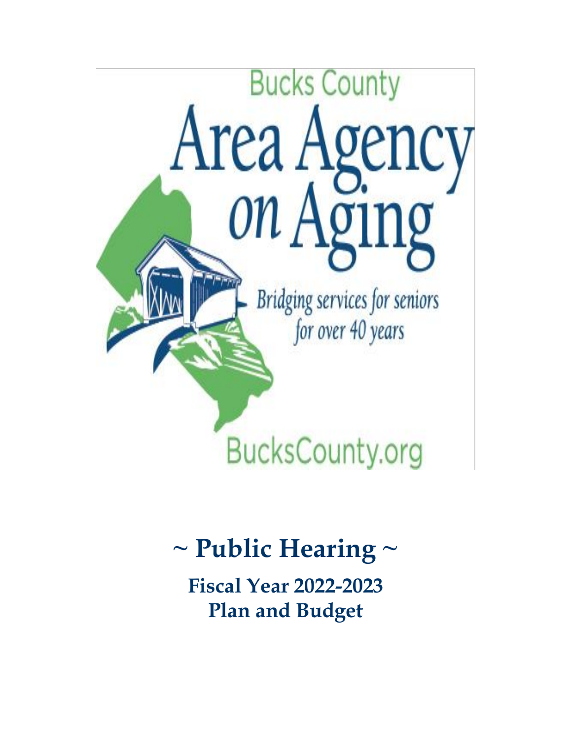Bucks County

# Area Agency on Aging

Bridging services for seniors for over 40 years

BucksCounty.org

# ~ Public Hearing ~

## Fiscal Year 2022-2023 Plan and Budget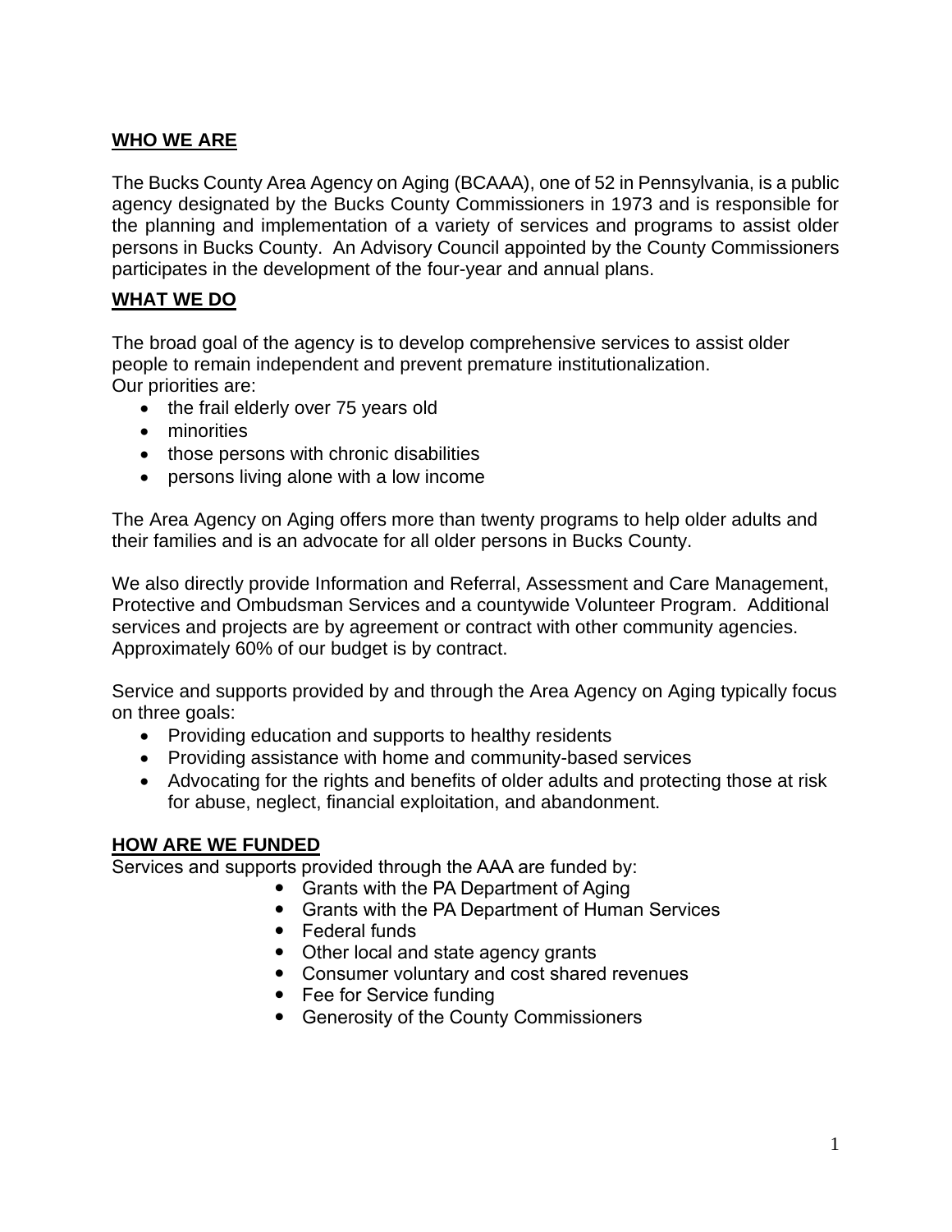## WHO WE ARE

The Bucks County Area Agency on Aging (BCAAA), one of 52 in Pennsylvania, is a public agency designated by the Bucks County Commissioners in 1973 and is responsible for the planning and implementation of a variety of services and programs to assist older persons in Bucks County. An Advisory Council appointed by the County Commissioners participates in the development of the four-year and annual plans.

## WHAT WE DO

The broad goal of the agency is to develop comprehensive services to assist older people to remain independent and prevent premature institutionalization.
Our priorities are:

- the frail elderly over 75 years old
- minorities
- those persons with chronic disabilities
- persons living alone with a low income

The Area Agency on Aging offers more than twenty programs to help older adults and their families and is an advocate for all older persons in Bucks County.

We also directly provide Information and Referral, Assessment and Care Management, Protective and Ombudsman Services and a countywide Volunteer Program. Additional services and projects are by agreement or contract with other community agencies. Approximately 60% of our budget is by contract.

Service and supports provided by and through the Area Agency on Aging typically focus on three goals:

- Providing education and supports to healthy residents
- Providing assistance with home and community-based services
- Advocating for the rights and benefits of older adults and protecting those at risk for abuse, neglect, financial exploitation, and abandonment.

## HOW ARE WE FUNDED

Services and supports provided through the AAA are funded by:

- Grants with the PA Department of Aging
- Grants with the PA Department of Human Services
- Federal funds
- Other local and state agency grants
- Consumer voluntary and cost shared revenues
- Fee for Service funding
- Generosity of the County Commissioners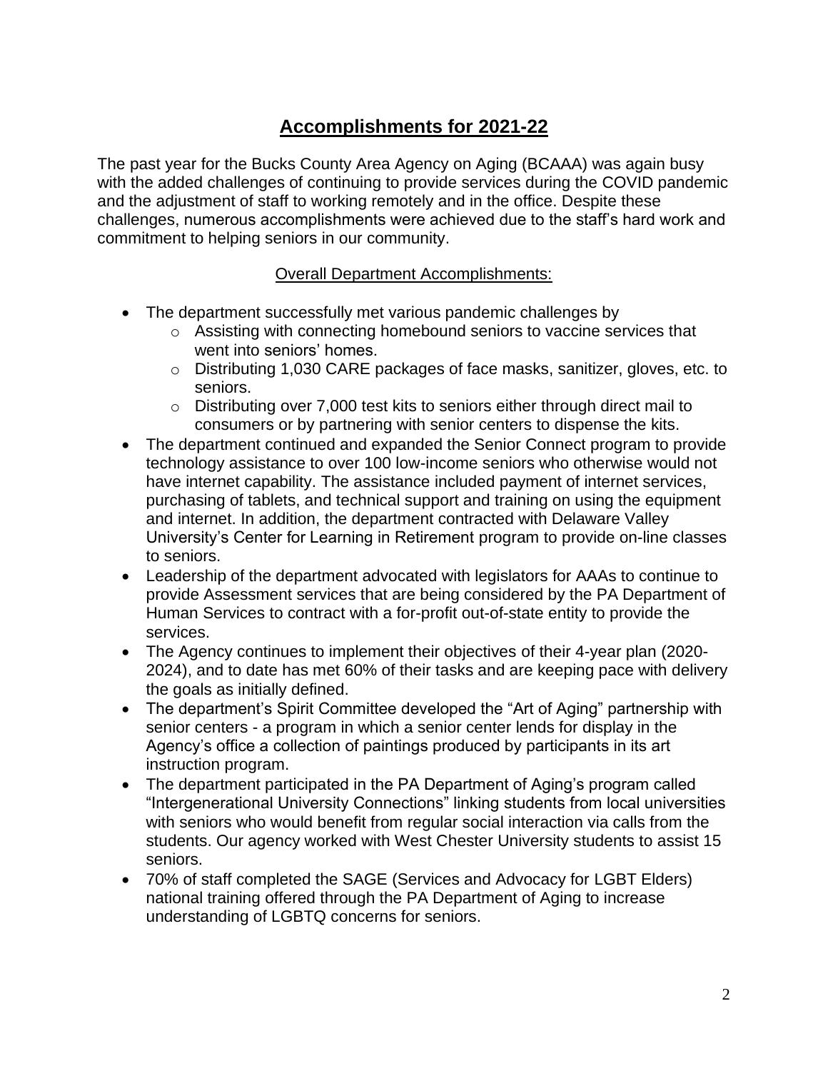## Accomplishments for 2021-22

The past year for the Bucks County Area Agency on Aging (BCAAA) was again busy with the added challenges of continuing to provide services during the COVID pandemic and the adjustment of staff to working remotely and in the office. Despite these challenges, numerous accomplishments were achieved due to the staff's hard work and commitment to helping seniors in our community.

### Overall Department Accomplishments:

- The department successfully met various pandemic challenges by
  - Assisting with connecting homebound seniors to vaccine services that went into seniors' homes.
  - Distributing 1,030 CARE packages of face masks, sanitizer, gloves, etc. to seniors.
  - Distributing over 7,000 test kits to seniors either through direct mail to consumers or by partnering with senior centers to dispense the kits.
- The department continued and expanded the Senior Connect program to provide technology assistance to over 100 low-income seniors who otherwise would not have internet capability. The assistance included payment of internet services, purchasing of tablets, and technical support and training on using the equipment and internet. In addition, the department contracted with Delaware Valley University's Center for Learning in Retirement program to provide on-line classes to seniors.
- Leadership of the department advocated with legislators for AAAs to continue to provide Assessment services that are being considered by the PA Department of Human Services to contract with a for-profit out-of-state entity to provide the services.
- The Agency continues to implement their objectives of their 4-year plan (2020-2024), and to date has met 60% of their tasks and are keeping pace with delivery the goals as initially defined.
- The department's Spirit Committee developed the "Art of Aging" partnership with senior centers - a program in which a senior center lends for display in the Agency's office a collection of paintings produced by participants in its art instruction program.
- The department participated in the PA Department of Aging's program called "Intergenerational University Connections" linking students from local universities with seniors who would benefit from regular social interaction via calls from the students. Our agency worked with West Chester University students to assist 15 seniors.
- 70% of staff completed the SAGE (Services and Advocacy for LGBT Elders) national training offered through the PA Department of Aging to increase understanding of LGBTQ concerns for seniors.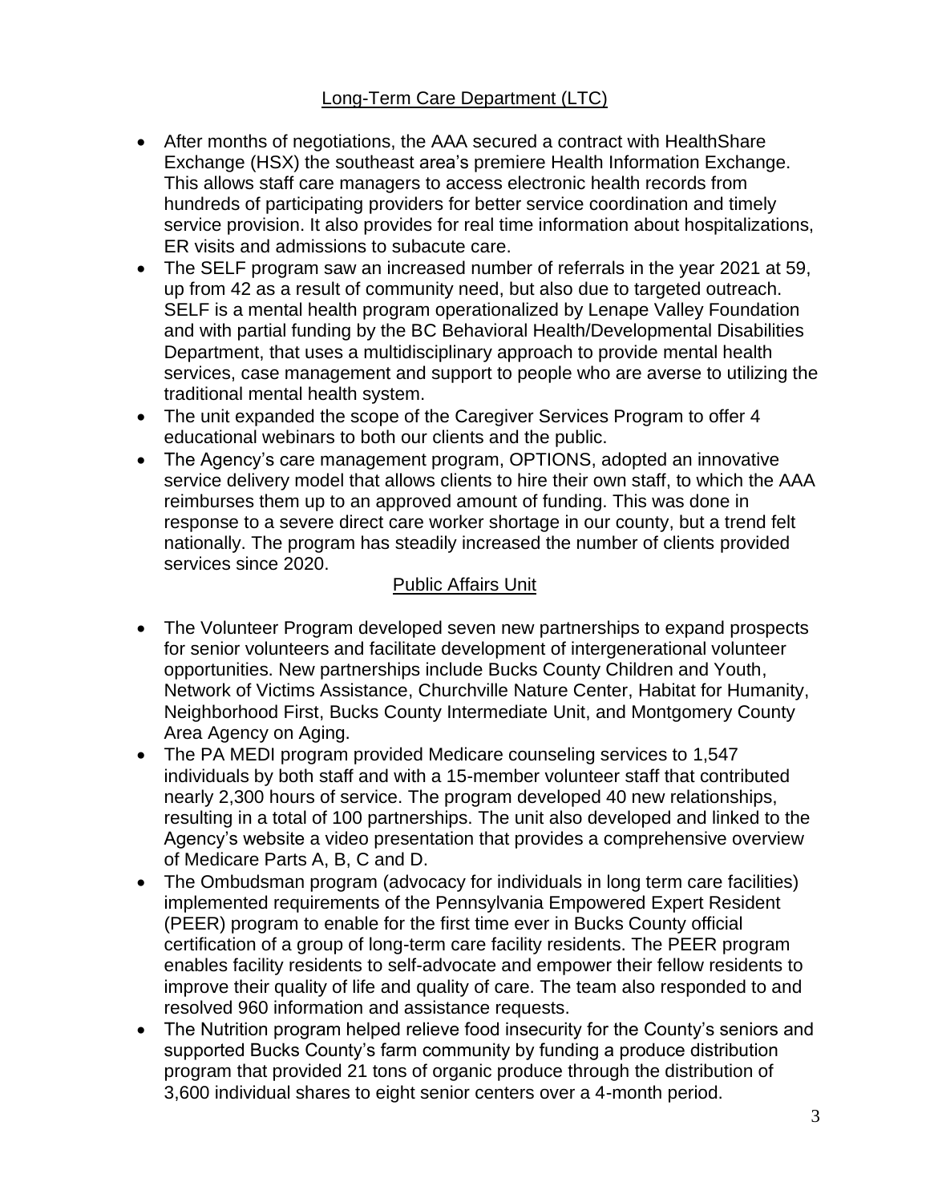## Long-Term Care Department (LTC)

- After months of negotiations, the AAA secured a contract with HealthShare Exchange (HSX) the southeast area's premiere Health Information Exchange. This allows staff care managers to access electronic health records from hundreds of participating providers for better service coordination and timely service provision. It also provides for real time information about hospitalizations, ER visits and admissions to subacute care.
- The SELF program saw an increased number of referrals in the year 2021 at 59, up from 42 as a result of community need, but also due to targeted outreach. SELF is a mental health program operationalized by Lenape Valley Foundation and with partial funding by the BC Behavioral Health/Developmental Disabilities Department, that uses a multidisciplinary approach to provide mental health services, case management and support to people who are averse to utilizing the traditional mental health system.
- The unit expanded the scope of the Caregiver Services Program to offer 4 educational webinars to both our clients and the public.
- The Agency's care management program, OPTIONS, adopted an innovative service delivery model that allows clients to hire their own staff, to which the AAA reimburses them up to an approved amount of funding. This was done in response to a severe direct care worker shortage in our county, but a trend felt nationally. The program has steadily increased the number of clients provided services since 2020.

## Public Affairs Unit

- The Volunteer Program developed seven new partnerships to expand prospects for senior volunteers and facilitate development of intergenerational volunteer opportunities. New partnerships include Bucks County Children and Youth, Network of Victims Assistance, Churchville Nature Center, Habitat for Humanity, Neighborhood First, Bucks County Intermediate Unit, and Montgomery County Area Agency on Aging.
- The PA MEDI program provided Medicare counseling services to 1,547 individuals by both staff and with a 15-member volunteer staff that contributed nearly 2,300 hours of service. The program developed 40 new relationships, resulting in a total of 100 partnerships. The unit also developed and linked to the Agency's website a video presentation that provides a comprehensive overview of Medicare Parts A, B, C and D.
- The Ombudsman program (advocacy for individuals in long term care facilities) implemented requirements of the Pennsylvania Empowered Expert Resident (PEER) program to enable for the first time ever in Bucks County official certification of a group of long-term care facility residents. The PEER program enables facility residents to self-advocate and empower their fellow residents to improve their quality of life and quality of care. The team also responded to and resolved 960 information and assistance requests.
- The Nutrition program helped relieve food insecurity for the County's seniors and supported Bucks County's farm community by funding a produce distribution program that provided 21 tons of organic produce through the distribution of 3,600 individual shares to eight senior centers over a 4-month period.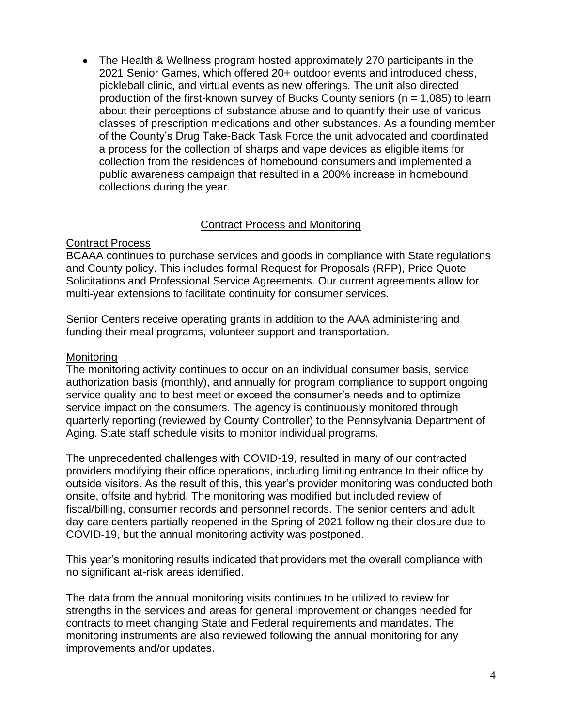- The Health & Wellness program hosted approximately 270 participants in the 2021 Senior Games, which offered 20+ outdoor events and introduced chess, pickleball clinic, and virtual events as new offerings. The unit also directed production of the first-known survey of Bucks County seniors (n = 1,085) to learn about their perceptions of substance abuse and to quantify their use of various classes of prescription medications and other substances. As a founding member of the County's Drug Take-Back Task Force the unit advocated and coordinated a process for the collection of sharps and vape devices as eligible items for collection from the residences of homebound consumers and implemented a public awareness campaign that resulted in a 200% increase in homebound collections during the year.

## Contract Process and Monitoring

### Contract Process

BCAAA continues to purchase services and goods in compliance with State regulations and County policy. This includes formal Request for Proposals (RFP), Price Quote Solicitations and Professional Service Agreements. Our current agreements allow for multi-year extensions to facilitate continuity for consumer services.

Senior Centers receive operating grants in addition to the AAA administering and funding their meal programs, volunteer support and transportation.

### Monitoring

The monitoring activity continues to occur on an individual consumer basis, service authorization basis (monthly), and annually for program compliance to support ongoing service quality and to best meet or exceed the consumer's needs and to optimize service impact on the consumers. The agency is continuously monitored through quarterly reporting (reviewed by County Controller) to the Pennsylvania Department of Aging. State staff schedule visits to monitor individual programs.

The unprecedented challenges with COVID-19, resulted in many of our contracted providers modifying their office operations, including limiting entrance to their office by outside visitors. As the result of this, this year's provider monitoring was conducted both onsite, offsite and hybrid. The monitoring was modified but included review of fiscal/billing, consumer records and personnel records. The senior centers and adult day care centers partially reopened in the Spring of 2021 following their closure due to COVID-19, but the annual monitoring activity was postponed.

This year's monitoring results indicated that providers met the overall compliance with no significant at-risk areas identified.

The data from the annual monitoring visits continues to be utilized to review for strengths in the services and areas for general improvement or changes needed for contracts to meet changing State and Federal requirements and mandates. The monitoring instruments are also reviewed following the annual monitoring for any improvements and/or updates.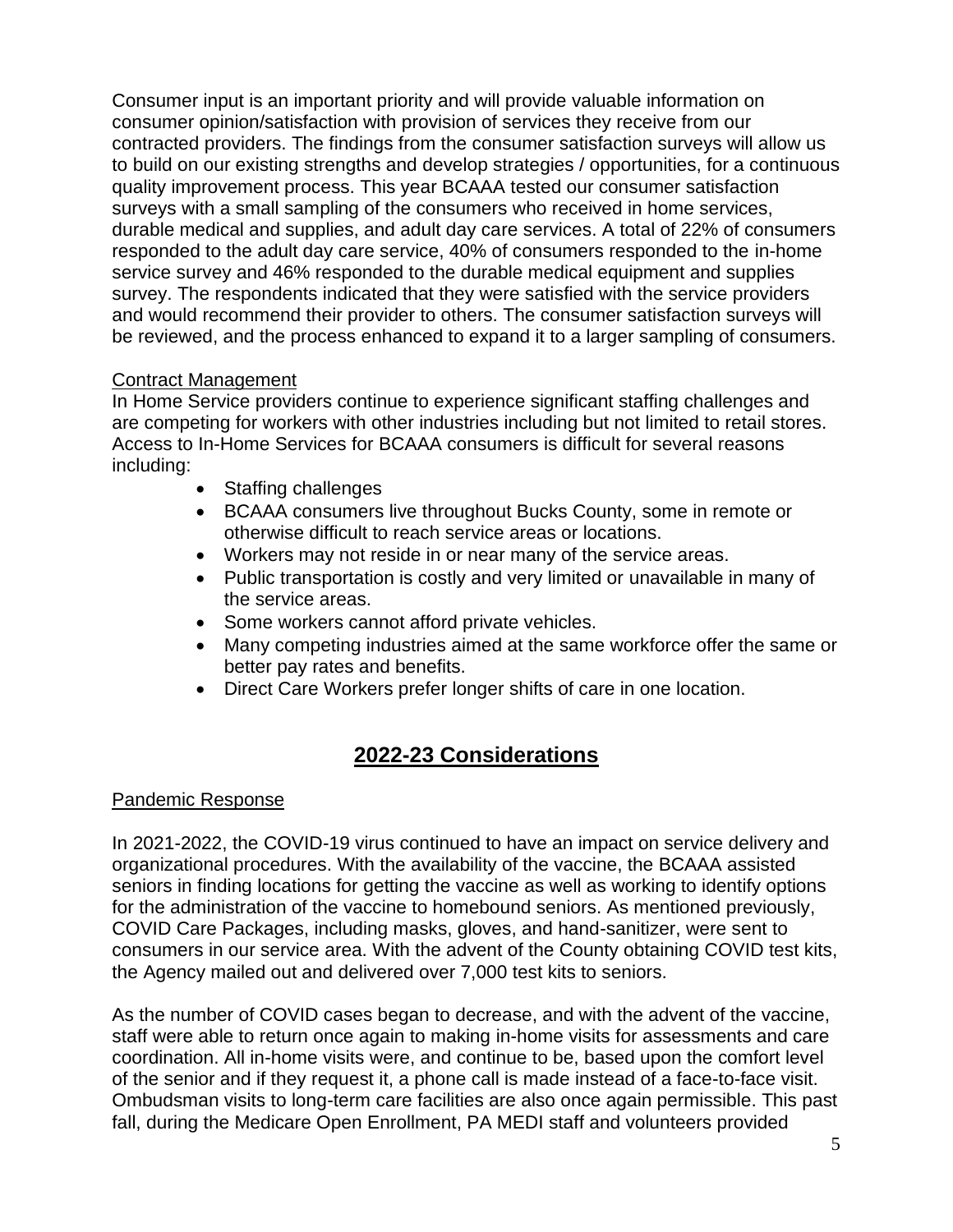Consumer input is an important priority and will provide valuable information on consumer opinion/satisfaction with provision of services they receive from our contracted providers. The findings from the consumer satisfaction surveys will allow us to build on our existing strengths and develop strategies / opportunities, for a continuous quality improvement process. This year BCAAA tested our consumer satisfaction surveys with a small sampling of the consumers who received in home services, durable medical and supplies, and adult day care services. A total of 22% of consumers responded to the adult day care service, 40% of consumers responded to the in-home service survey and 46% responded to the durable medical equipment and supplies survey. The respondents indicated that they were satisfied with the service providers and would recommend their provider to others. The consumer satisfaction surveys will be reviewed, and the process enhanced to expand it to a larger sampling of consumers.

Contract Management

In Home Service providers continue to experience significant staffing challenges and are competing for workers with other industries including but not limited to retail stores. Access to In-Home Services for BCAAA consumers is difficult for several reasons including:

- Staffing challenges
- BCAAA consumers live throughout Bucks County, some in remote or otherwise difficult to reach service areas or locations.
- Workers may not reside in or near many of the service areas.
- Public transportation is costly and very limited or unavailable in many of the service areas.
- Some workers cannot afford private vehicles.
- Many competing industries aimed at the same workforce offer the same or better pay rates and benefits.
- Direct Care Workers prefer longer shifts of care in one location.

## 2022-23 Considerations

Pandemic Response

In 2021-2022, the COVID-19 virus continued to have an impact on service delivery and organizational procedures. With the availability of the vaccine, the BCAAA assisted seniors in finding locations for getting the vaccine as well as working to identify options for the administration of the vaccine to homebound seniors. As mentioned previously, COVID Care Packages, including masks, gloves, and hand-sanitizer, were sent to consumers in our service area. With the advent of the County obtaining COVID test kits, the Agency mailed out and delivered over 7,000 test kits to seniors.

As the number of COVID cases began to decrease, and with the advent of the vaccine, staff were able to return once again to making in-home visits for assessments and care coordination. All in-home visits were, and continue to be, based upon the comfort level of the senior and if they request it, a phone call is made instead of a face-to-face visit. Ombudsman visits to long-term care facilities are also once again permissible. This past fall, during the Medicare Open Enrollment, PA MEDI staff and volunteers provided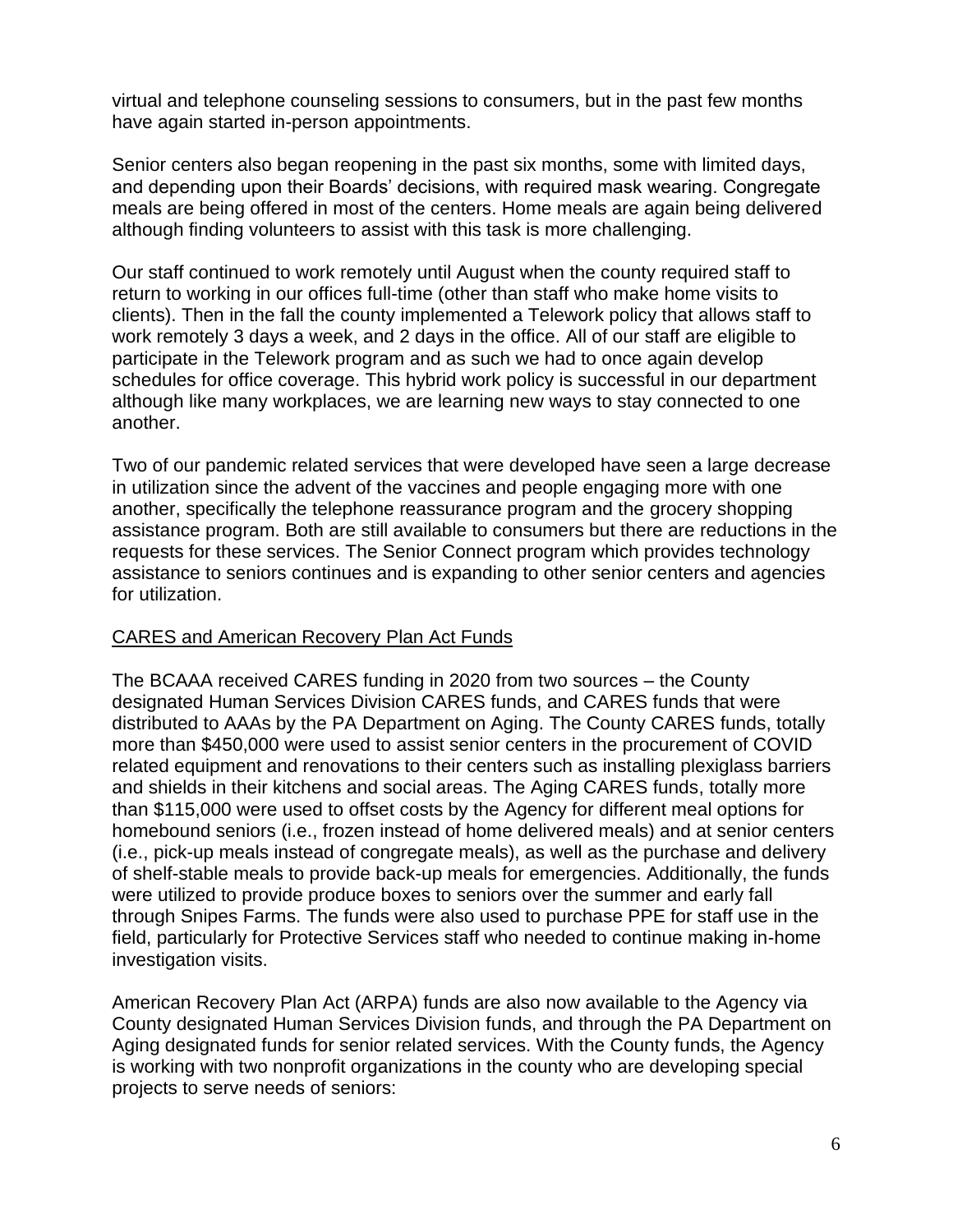virtual and telephone counseling sessions to consumers, but in the past few months have again started in-person appointments.

Senior centers also began reopening in the past six months, some with limited days, and depending upon their Boards' decisions, with required mask wearing. Congregate meals are being offered in most of the centers. Home meals are again being delivered although finding volunteers to assist with this task is more challenging.

Our staff continued to work remotely until August when the county required staff to return to working in our offices full-time (other than staff who make home visits to clients). Then in the fall the county implemented a Telework policy that allows staff to work remotely 3 days a week, and 2 days in the office. All of our staff are eligible to participate in the Telework program and as such we had to once again develop schedules for office coverage. This hybrid work policy is successful in our department although like many workplaces, we are learning new ways to stay connected to one another.

Two of our pandemic related services that were developed have seen a large decrease in utilization since the advent of the vaccines and people engaging more with one another, specifically the telephone reassurance program and the grocery shopping assistance program. Both are still available to consumers but there are reductions in the requests for these services. The Senior Connect program which provides technology assistance to seniors continues and is expanding to other senior centers and agencies for utilization.

<u>CARES and American Recovery Plan Act Funds</u>

The BCAAA received CARES funding in 2020 from two sources – the County designated Human Services Division CARES funds, and CARES funds that were distributed to AAAs by the PA Department on Aging. The County CARES funds, totally more than $450,000 were used to assist senior centers in the procurement of COVID related equipment and renovations to their centers such as installing plexiglass barriers and shields in their kitchens and social areas. The Aging CARES funds, totally more than $115,000 were used to offset costs by the Agency for different meal options for homebound seniors (i.e., frozen instead of home delivered meals) and at senior centers (i.e., pick-up meals instead of congregate meals), as well as the purchase and delivery of shelf-stable meals to provide back-up meals for emergencies. Additionally, the funds were utilized to provide produce boxes to seniors over the summer and early fall through Snipes Farms. The funds were also used to purchase PPE for staff use in the field, particularly for Protective Services staff who needed to continue making in-home investigation visits.

American Recovery Plan Act (ARPA) funds are also now available to the Agency via County designated Human Services Division funds, and through the PA Department on Aging designated funds for senior related services. With the County funds, the Agency is working with two nonprofit organizations in the county who are developing special projects to serve needs of seniors: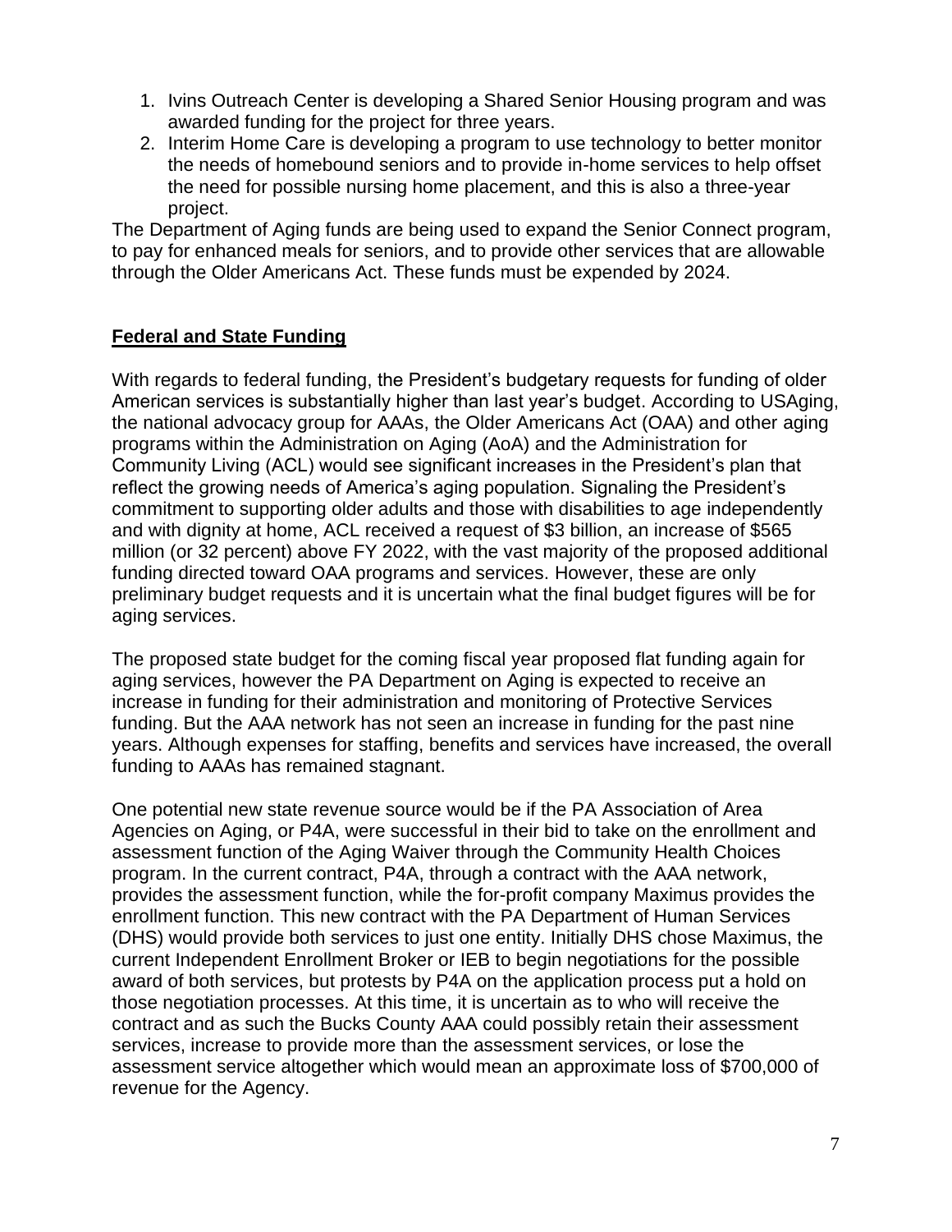1. Ivins Outreach Center is developing a Shared Senior Housing program and was awarded funding for the project for three years.
2. Interim Home Care is developing a program to use technology to better monitor the needs of homebound seniors and to provide in-home services to help offset the need for possible nursing home placement, and this is also a three-year project.

The Department of Aging funds are being used to expand the Senior Connect program, to pay for enhanced meals for seniors, and to provide other services that are allowable through the Older Americans Act. These funds must be expended by 2024.

## Federal and State Funding

With regards to federal funding, the President's budgetary requests for funding of older American services is substantially higher than last year's budget. According to USAging, the national advocacy group for AAAs, the Older Americans Act (OAA) and other aging programs within the Administration on Aging (AoA) and the Administration for Community Living (ACL) would see significant increases in the President's plan that reflect the growing needs of America's aging population. Signaling the President's commitment to supporting older adults and those with disabilities to age independently and with dignity at home, ACL received a request of $3 billion, an increase of $565 million (or 32 percent) above FY 2022, with the vast majority of the proposed additional funding directed toward OAA programs and services. However, these are only preliminary budget requests and it is uncertain what the final budget figures will be for aging services.

The proposed state budget for the coming fiscal year proposed flat funding again for aging services, however the PA Department on Aging is expected to receive an increase in funding for their administration and monitoring of Protective Services funding. But the AAA network has not seen an increase in funding for the past nine years. Although expenses for staffing, benefits and services have increased, the overall funding to AAAs has remained stagnant.

One potential new state revenue source would be if the PA Association of Area Agencies on Aging, or P4A, were successful in their bid to take on the enrollment and assessment function of the Aging Waiver through the Community Health Choices program. In the current contract, P4A, through a contract with the AAA network, provides the assessment function, while the for-profit company Maximus provides the enrollment function. This new contract with the PA Department of Human Services (DHS) would provide both services to just one entity. Initially DHS chose Maximus, the current Independent Enrollment Broker or IEB to begin negotiations for the possible award of both services, but protests by P4A on the application process put a hold on those negotiation processes. At this time, it is uncertain as to who will receive the contract and as such the Bucks County AAA could possibly retain their assessment services, increase to provide more than the assessment services, or lose the assessment service altogether which would mean an approximate loss of $700,000 of revenue for the Agency.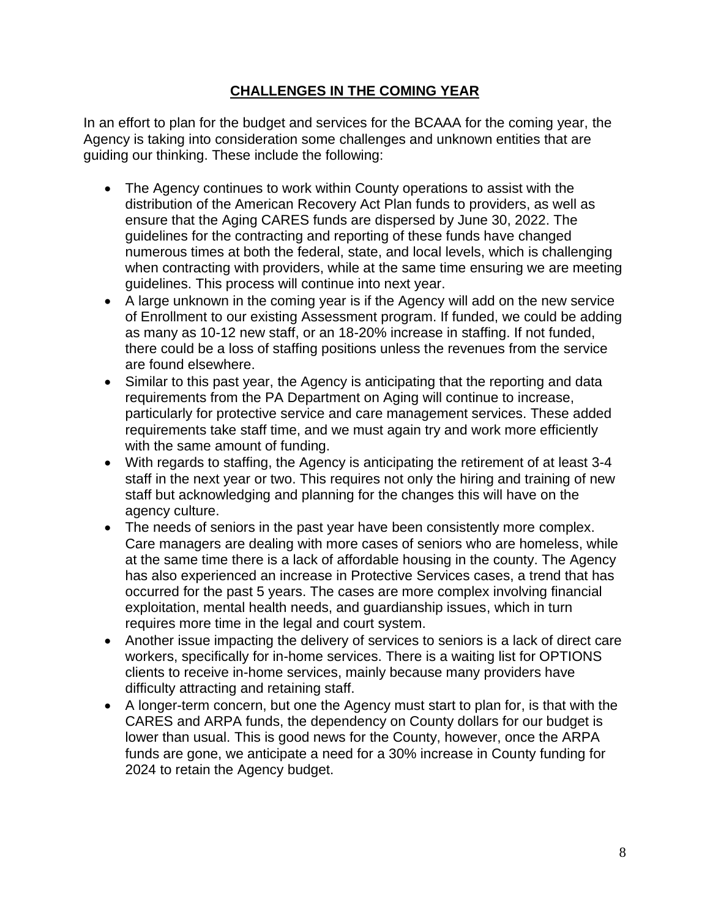## **CHALLENGES IN THE COMING YEAR**

In an effort to plan for the budget and services for the BCAAA for the coming year, the Agency is taking into consideration some challenges and unknown entities that are guiding our thinking. These include the following:

- The Agency continues to work within County operations to assist with the distribution of the American Recovery Act Plan funds to providers, as well as ensure that the Aging CARES funds are dispersed by June 30, 2022. The guidelines for the contracting and reporting of these funds have changed numerous times at both the federal, state, and local levels, which is challenging when contracting with providers, while at the same time ensuring we are meeting guidelines. This process will continue into next year.
- A large unknown in the coming year is if the Agency will add on the new service of Enrollment to our existing Assessment program. If funded, we could be adding as many as 10-12 new staff, or an 18-20% increase in staffing. If not funded, there could be a loss of staffing positions unless the revenues from the service are found elsewhere.
- Similar to this past year, the Agency is anticipating that the reporting and data requirements from the PA Department on Aging will continue to increase, particularly for protective service and care management services. These added requirements take staff time, and we must again try and work more efficiently with the same amount of funding.
- With regards to staffing, the Agency is anticipating the retirement of at least 3-4 staff in the next year or two. This requires not only the hiring and training of new staff but acknowledging and planning for the changes this will have on the agency culture.
- The needs of seniors in the past year have been consistently more complex. Care managers are dealing with more cases of seniors who are homeless, while at the same time there is a lack of affordable housing in the county. The Agency has also experienced an increase in Protective Services cases, a trend that has occurred for the past 5 years. The cases are more complex involving financial exploitation, mental health needs, and guardianship issues, which in turn requires more time in the legal and court system.
- Another issue impacting the delivery of services to seniors is a lack of direct care workers, specifically for in-home services. There is a waiting list for OPTIONS clients to receive in-home services, mainly because many providers have difficulty attracting and retaining staff.
- A longer-term concern, but one the Agency must start to plan for, is that with the CARES and ARPA funds, the dependency on County dollars for our budget is lower than usual. This is good news for the County, however, once the ARPA funds are gone, we anticipate a need for a 30% increase in County funding for 2024 to retain the Agency budget.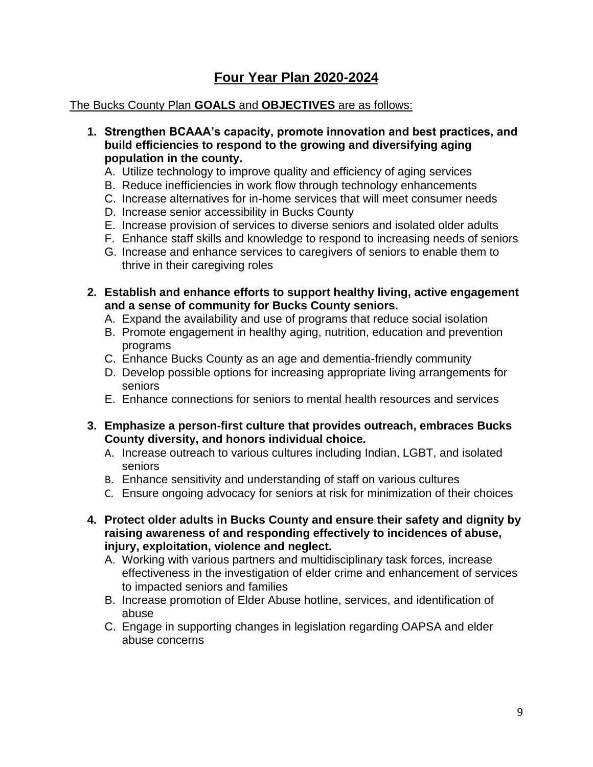# Four Year Plan 2020-2024

The Bucks County Plan **GOALS** and **OBJECTIVES** are as follows:

1. **Strengthen BCAAA's capacity, promote innovation and best practices, and build efficiencies to respond to the growing and diversifying aging population in the county.**
   A. Utilize technology to improve quality and efficiency of aging services
   B. Reduce inefficiencies in work flow through technology enhancements
   C. Increase alternatives for in-home services that will meet consumer needs
   D. Increase senior accessibility in Bucks County
   E. Increase provision of services to diverse seniors and isolated older adults
   F. Enhance staff skills and knowledge to respond to increasing needs of seniors
   G. Increase and enhance services to caregivers of seniors to enable them to thrive in their caregiving roles

2. **Establish and enhance efforts to support healthy living, active engagement and a sense of community for Bucks County seniors.**
   A. Expand the availability and use of programs that reduce social isolation
   B. Promote engagement in healthy aging, nutrition, education and prevention programs
   C. Enhance Bucks County as an age and dementia-friendly community
   D. Develop possible options for increasing appropriate living arrangements for seniors
   E. Enhance connections for seniors to mental health resources and services

3. **Emphasize a person-first culture that provides outreach, embraces Bucks County diversity, and honors individual choice.**
   A. Increase outreach to various cultures including Indian, LGBT, and isolated seniors
   B. Enhance sensitivity and understanding of staff on various cultures
   C. Ensure ongoing advocacy for seniors at risk for minimization of their choices

4. **Protect older adults in Bucks County and ensure their safety and dignity by raising awareness of and responding effectively to incidences of abuse, injury, exploitation, violence and neglect.**
   A. Working with various partners and multidisciplinary task forces, increase effectiveness in the investigation of elder crime and enhancement of services to impacted seniors and families
   B. Increase promotion of Elder Abuse hotline, services, and identification of abuse
   C. Engage in supporting changes in legislation regarding OAPSA and elder abuse concerns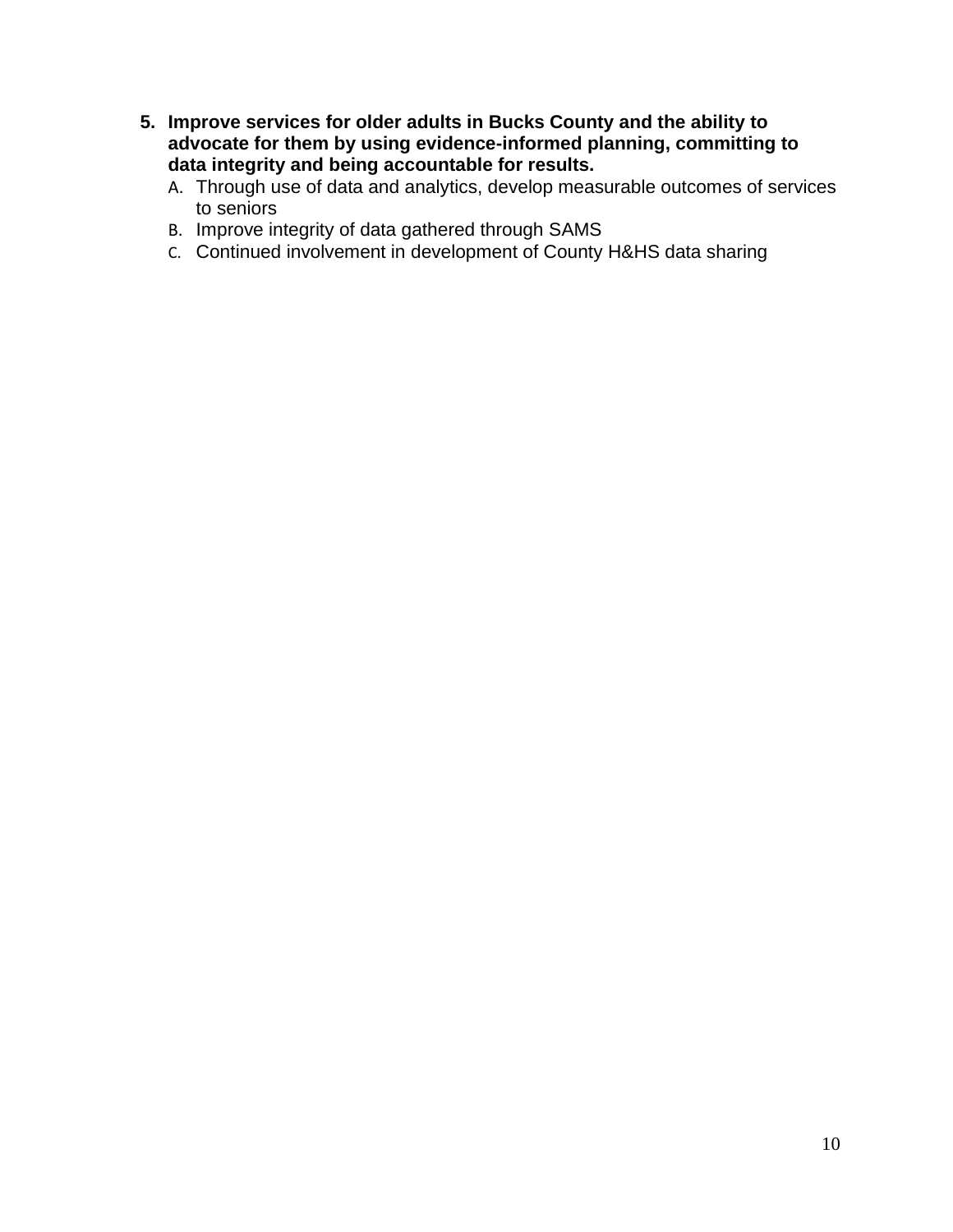5. **Improve services for older adults in Bucks County and the ability to advocate for them by using evidence-informed planning, committing to data integrity and being accountable for results.**
   A. Through use of data and analytics, develop measurable outcomes of services to seniors
   B. Improve integrity of data gathered through SAMS
   C. Continued involvement in development of County H&HS data sharing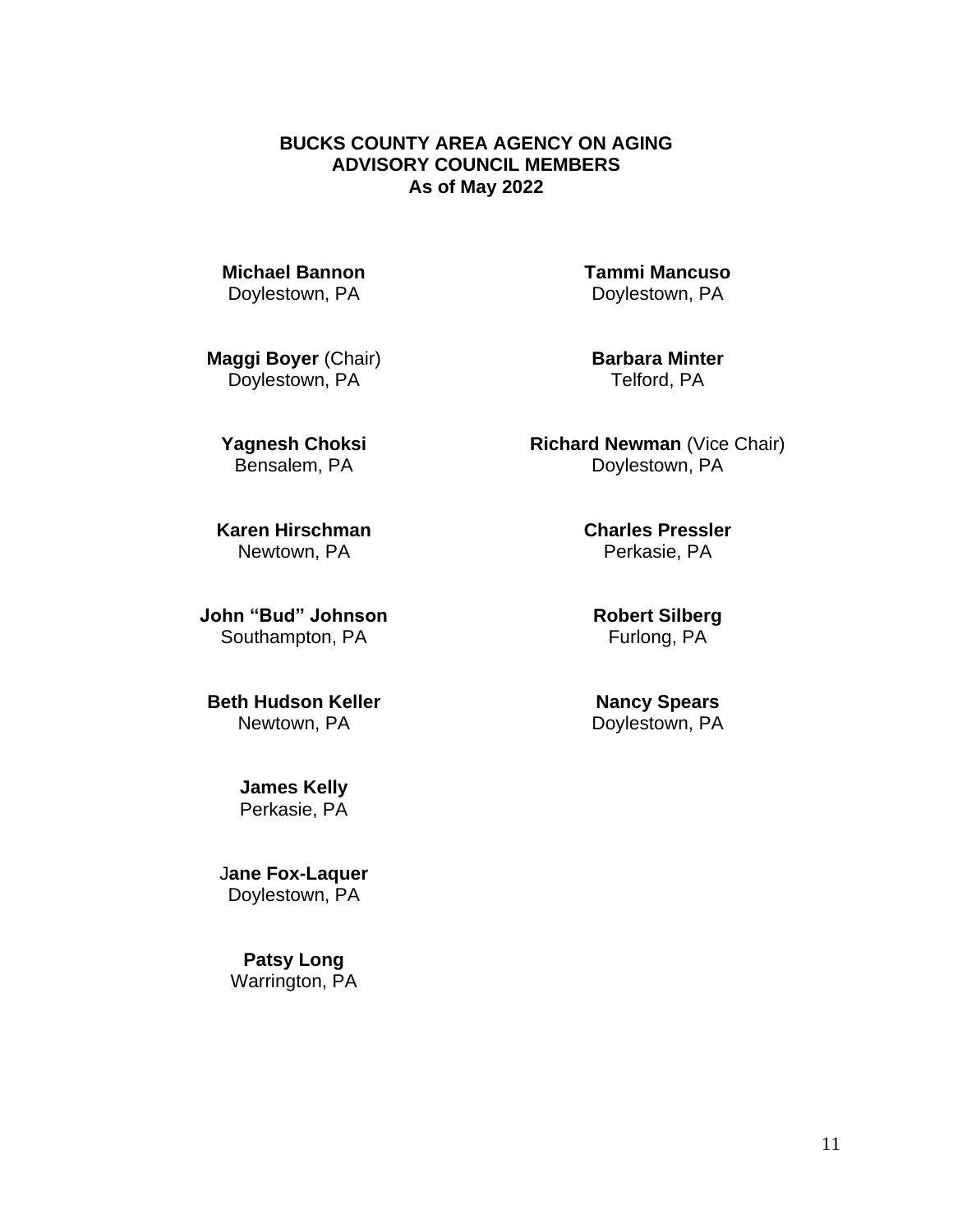**BUCKS COUNTY AREA AGENCY ON AGING**
**ADVISORY COUNCIL MEMBERS**
**As of May 2022**

**Michael Bannon**
Doylestown, PA

**Maggi Boyer** (Chair)
Doylestown, PA

**Yagnesh Choksi**
Bensalem, PA

**Karen Hirschman**
Newtown, PA

**John "Bud" Johnson**
Southampton, PA

**Beth Hudson Keller**
Newtown, PA

**James Kelly**
Perkasie, PA

J**ane Fox-Laquer**
Doylestown, PA

**Patsy Long**
Warrington, PA

**Tammi Mancuso**
Doylestown, PA

**Barbara Minter**
Telford, PA

**Richard Newman** (Vice Chair)
Doylestown, PA

**Charles Pressler**
Perkasie, PA

**Robert Silberg**
Furlong, PA

**Nancy Spears**
Doylestown, PA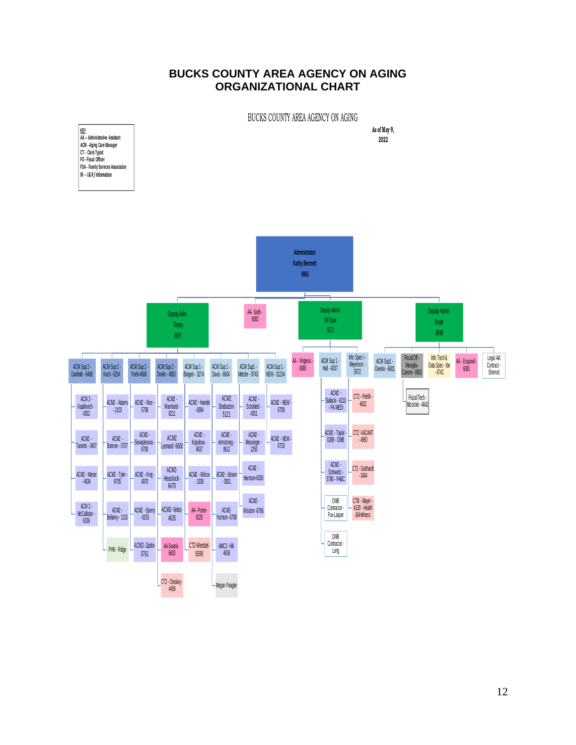# BUCKS COUNTY AREA AGENCY ON AGING
# ORGANIZATIONAL CHART

BUCKS COUNTY AREA AGENCY ON AGING

As of May 9, 2022

KEY
AA – Administrative Assistant
ACM - Aging Care Manager
CT - Clerk Typist
FO - Fiscal Officer
FSA - Family Services Association
IR - - I & R / Information

**Administrator**
Kathy Bennett
6961

- **Deputy Adm. Tinney 3697**
  - ACM Sup 2 - Danfield - 6469
    - ACM 2 - Kaplilovich - 4352
    - ACM 2 - Taranto - 3407
    - ACM2 - Moran - 4634
    - ACM 2 - McCallister - 6336
  - ACM Sup 2 - Koch - 6254
    - ACM2 - Adams - 2103
    - ACM2 - Bannon - 5707
    - ACM2 - Tyler - 6705
    - ACM2 - Bellamy - 1315
    - PHN - Ridge
  - ACM Sup 2 - Forth-4068
    - ACM2 - Nice - 5708
    - ACM2 - Sievaplesova - 6700
    - ACM2 - King - 4970
    - ACM2 - Sperry - 6253
    - ACM2- Zador- 0761
  - ACM Sup 2 - Devlin - 4653
    - ACM2 - Wambold - 6211
    - ACM2 Leonardi- 6600
    - ACM2- Heackock- 6470
    - ACM2- Velez- 4635
    - AA-Swank - 6603
    - CT2 - Oniskey - 4459
  - ACM Sup 1 - Blutgen - 3274
    - ACM2 - Handel - 6094
    - ACM2 - Kopylova - 4637
    - ACM2 - Wilcox - 1038
    - AA- Porter- 6225
    - CT2-Wentzel- 6599
  - ACM Sup 1 - Davis - 6604
    - ACM2 Brabazon- 5121
    - ACM2 - Armstrong - 0612
    - ACM2 - Brown - 0831
    - ACM2- Yochum- 6708
    - AMC2- Hill- 4636
    - Megan Peagler
  - ACM Sup1 - Metzler - 6743
    - ACM2 - Schofield - 4351
    - ACM2 - Messinger - 1250
    - ACM2 - Harrison-6350
    - ACM2- Wisdom -6706
  - ACM Sup 1 - NEW - 01234
    - ACM2 - NEW - 6709
    - ACM2 - NEW - 6733
- **AA- Seith - 6082**
- **Deputy Admin McTigue 5571**
  - AA - Vingless - 6080
  - ACM Sup 1 - Hall - 4037
    - ACM2 - Slabicki - 6210 - PA MEDI
    - ACM2 - Taylor - 0288 - OMB
    - ACM2 - Schwartz - 5790 - PABC
    - OMB Contractor - Fox-Laquer
    - OMB Contractor - Long
  - Info Spec I - Meyerson - 5572
    - CT2 - Petrill - 4632
    - CT2 -VACANT - 4950
    - CT2 - Gotthardt - 3404
    - CTIII - Mayer - 4130 - Health &Wellness
- **Deputy Admin. Boyle 3698**
  - ACM Sup1 - Overko - 6601
  - Fiscal Off - Meraglia-Carone - 6602
    - Fiscal Tech - Mccicke - 4642
  - Info Tech & Data Spec - Ibe - 6742
  - AA - Esquirell - 6081
  - Legal Aid Contract - Sherrod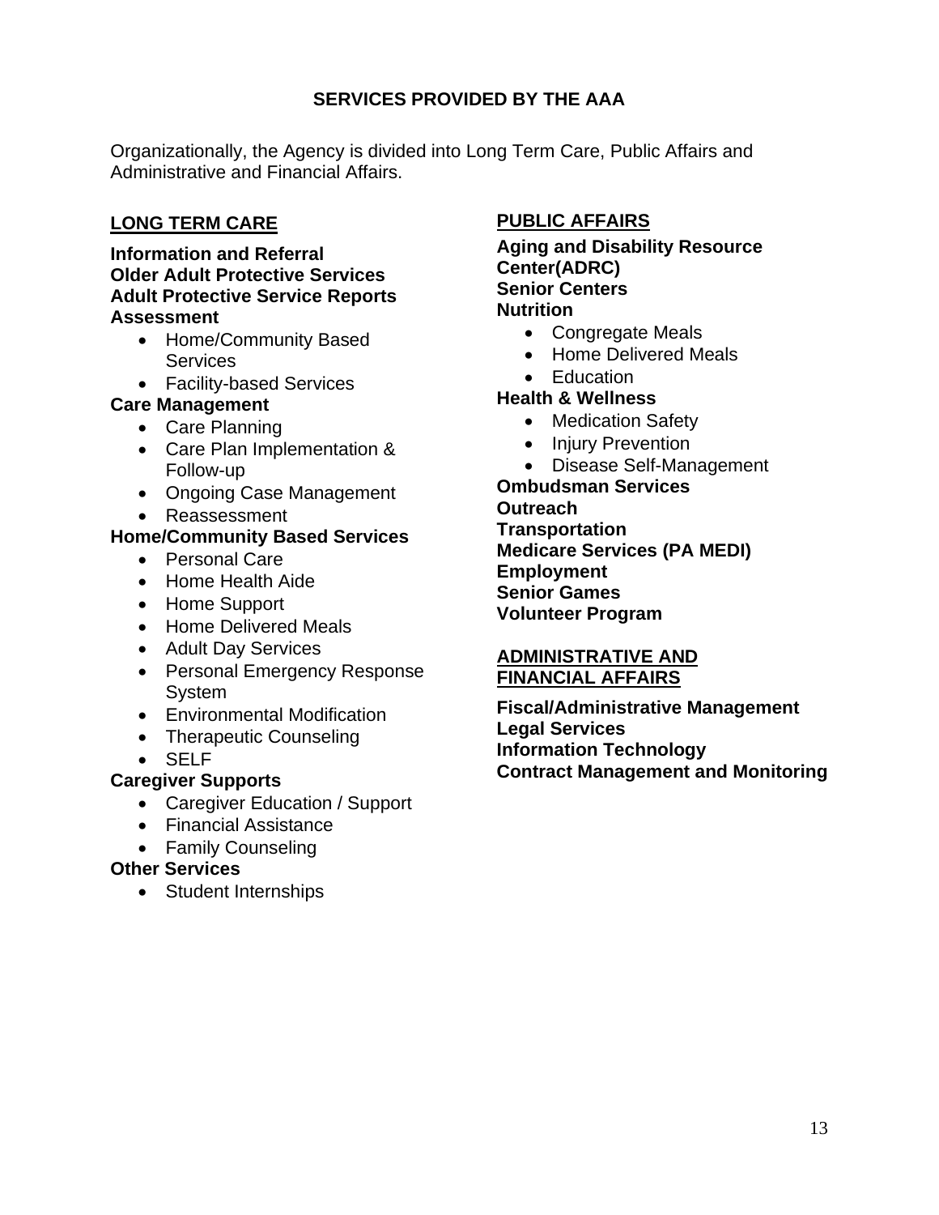## SERVICES PROVIDED BY THE AAA

Organizationally, the Agency is divided into Long Term Care, Public Affairs and Administrative and Financial Affairs.

### LONG TERM CARE

**Information and Referral**
**Older Adult Protective Services**
**Adult Protective Service Reports**
**Assessment**

- Home/Community Based Services
- Facility-based Services

**Care Management**

- Care Planning
- Care Plan Implementation & Follow-up
- Ongoing Case Management
- Reassessment

**Home/Community Based Services**

- Personal Care
- Home Health Aide
- Home Support
- Home Delivered Meals
- Adult Day Services
- Personal Emergency Response System
- Environmental Modification
- Therapeutic Counseling
- SELF

**Caregiver Supports**

- Caregiver Education / Support
- Financial Assistance
- Family Counseling

**Other Services**

- Student Internships

### PUBLIC AFFAIRS

**Aging and Disability Resource Center(ADRC)**
**Senior Centers**
**Nutrition**

- Congregate Meals
- Home Delivered Meals
- Education

**Health & Wellness**

- Medication Safety
- Injury Prevention
- Disease Self-Management

**Ombudsman Services**
**Outreach**
**Transportation**
**Medicare Services (PA MEDI)**
**Employment**
**Senior Games**
**Volunteer Program**

### ADMINISTRATIVE AND FINANCIAL AFFAIRS

**Fiscal/Administrative Management**
**Legal Services**
**Information Technology**
**Contract Management and Monitoring**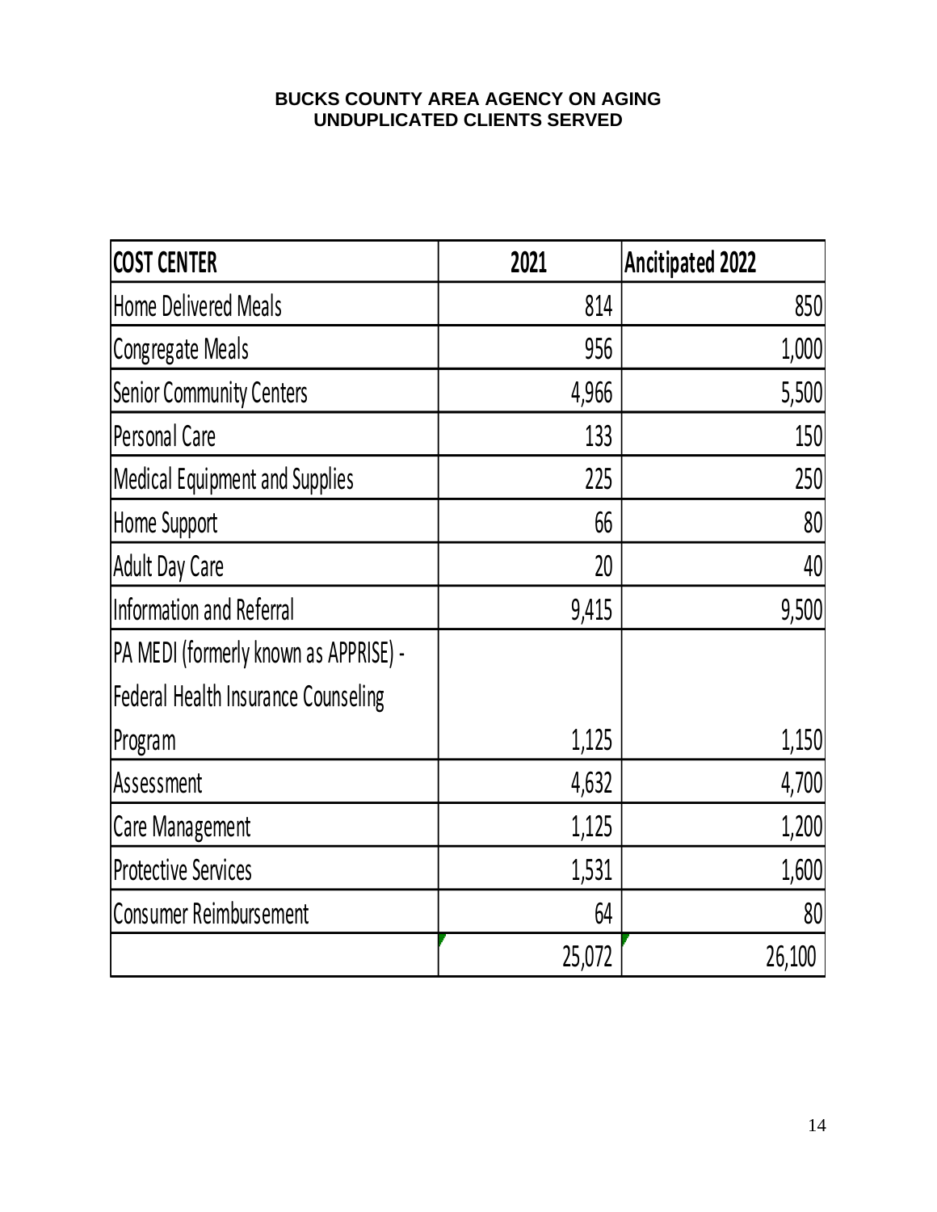**BUCKS COUNTY AREA AGENCY ON AGING**
**UNDUPLICATED CLIENTS SERVED**

| COST CENTER | 2021 | Ancitipated 2022 |
|---|---|---|
| Home Delivered Meals | 814 | 850 |
| Congregate Meals | 956 | 1,000 |
| Senior Community Centers | 4,966 | 5,500 |
| Personal Care | 133 | 150 |
| Medical Equipment and Supplies | 225 | 250 |
| Home Support | 66 | 80 |
| Adult Day Care | 20 | 40 |
| Information and Referral | 9,415 | 9,500 |
| PA MEDI (formerly known as APPRISE) - Federal Health Insurance Counseling Program | 1,125 | 1,150 |
| Assessment | 4,632 | 4,700 |
| Care Management | 1,125 | 1,200 |
| Protective Services | 1,531 | 1,600 |
| Consumer Reimbursement | 64 | 80 |
| | 25,072 | 26,100 |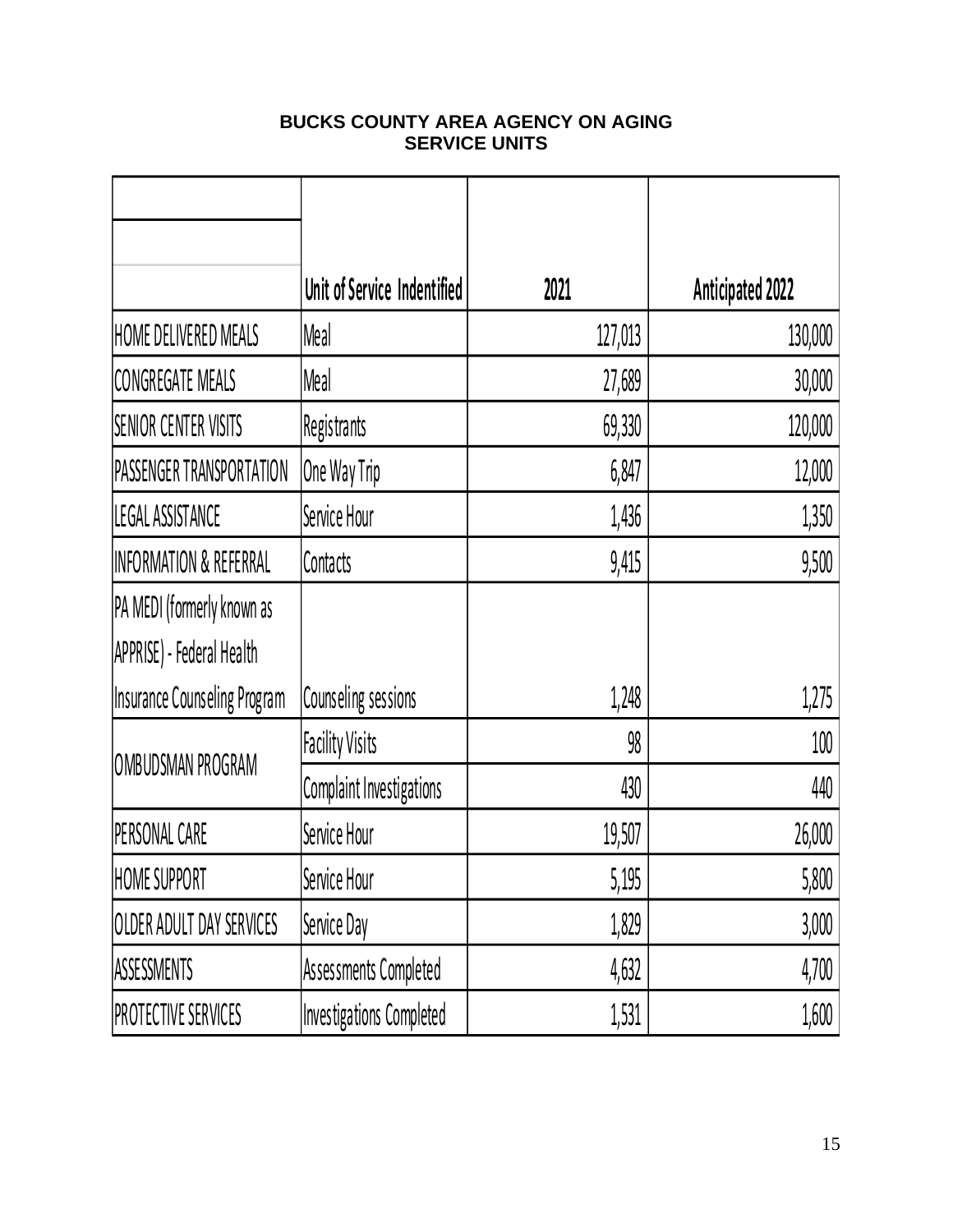**BUCKS COUNTY AREA AGENCY ON AGING**
**SERVICE UNITS**

| | Unit of Service Indentified | 2021 | Anticipated 2022 |
|---|---|---|---|
| HOME DELIVERED MEALS | Meal | 127,013 | 130,000 |
| CONGREGATE MEALS | Meal | 27,689 | 30,000 |
| SENIOR CENTER VISITS | Registrants | 69,330 | 120,000 |
| PASSENGER TRANSPORTATION | One Way Trip | 6,847 | 12,000 |
| LEGAL ASSISTANCE | Service Hour | 1,436 | 1,350 |
| INFORMATION & REFERRAL | Contacts | 9,415 | 9,500 |
| PA MEDI (formerly known as APPRISE) - Federal Health Insurance Counseling Program | Counseling sessions | 1,248 | 1,275 |
| OMBUDSMAN PROGRAM | Facility Visits | 98 | 100 |
| | Complaint Investigations | 430 | 440 |
| PERSONAL CARE | Service Hour | 19,507 | 26,000 |
| HOME SUPPORT | Service Hour | 5,195 | 5,800 |
| OLDER ADULT DAY SERVICES | Service Day | 1,829 | 3,000 |
| ASSESSMENTS | Assessments Completed | 4,632 | 4,700 |
| PROTECTIVE SERVICES | Investigations Completed | 1,531 | 1,600 |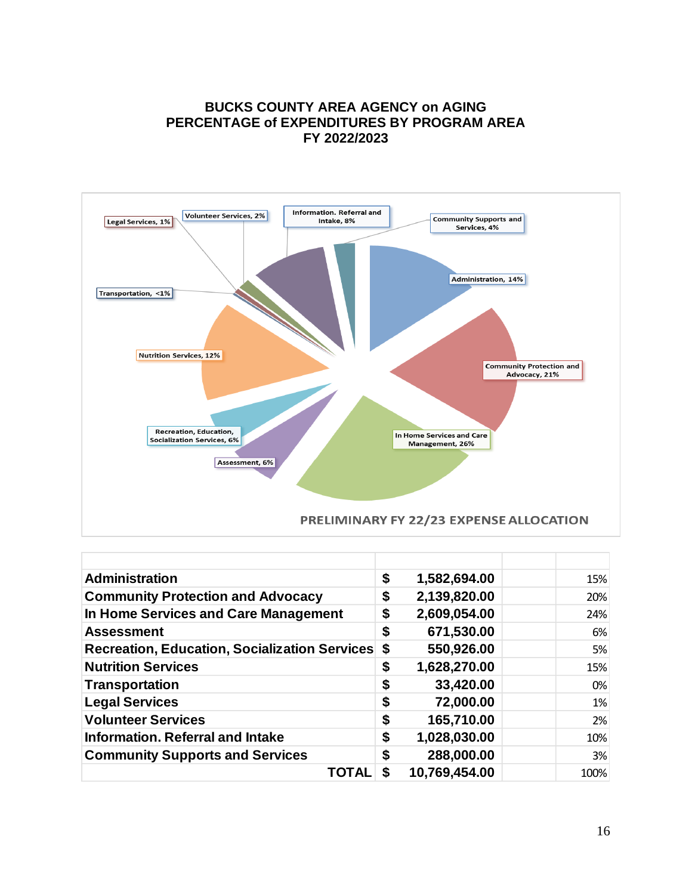# BUCKS COUNTY AREA AGENCY on AGING
# PERCENTAGE of EXPENDITURES BY PROGRAM AREA
# FY 2022/2023

Legal Services, 1%

Volunteer Services, 2%

Information. Referral and Intake, 8%

Community Supports and Services, 4%

Administration, 14%

Transportation, <1%

Nutrition Services, 12%

Community Protection and Advocacy, 21%

Recreation, Education, Socialization Services, 6%

In Home Services and Care Management, 26%

Assessment, 6%

PRELIMINARY FY 22/23 EXPENSE ALLOCATION

| | | | | |
|---|---|---|---|---|
| **Administration** | **$** | **1,582,694.00** | | 15% |
| **Community Protection and Advocacy** | **$** | **2,139,820.00** | | 20% |
| **In Home Services and Care Management** | **$** | **2,609,054.00** | | 24% |
| **Assessment** | **$** | **671,530.00** | | 6% |
| **Recreation, Education, Socialization Services** | **$** | **550,926.00** | | 5% |
| **Nutrition Services** | **$** | **1,628,270.00** | | 15% |
| **Transportation** | **$** | **33,420.00** | | 0% |
| **Legal Services** | **$** | **72,000.00** | | 1% |
| **Volunteer Services** | **$** | **165,710.00** | | 2% |
| **Information. Referral and Intake** | **$** | **1,028,030.00** | | 10% |
| **Community Supports and Services** | **$** | **288,000.00** | | 3% |
| **TOTAL** | **$** | **10,769,454.00** | | 100% |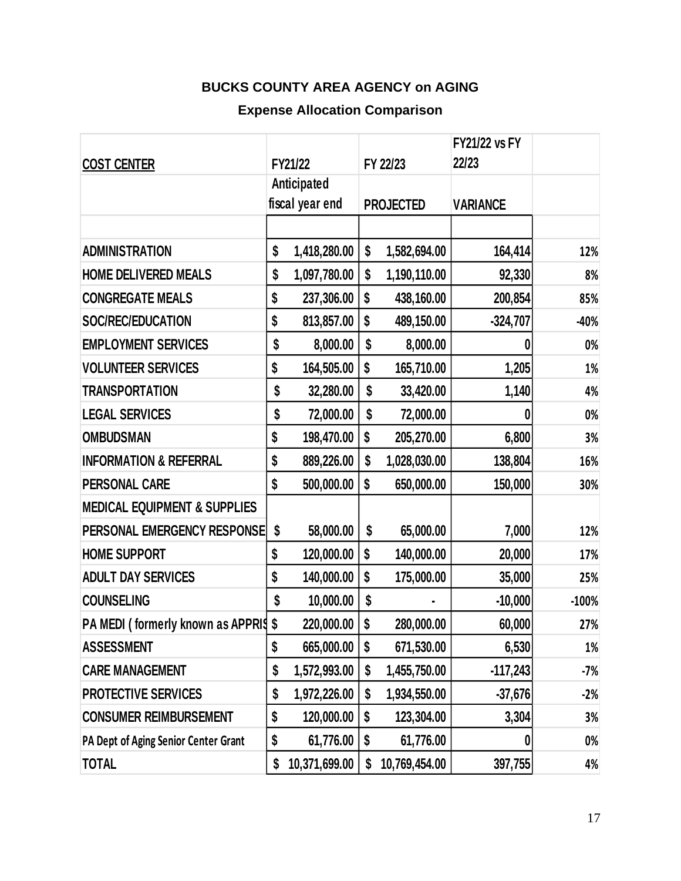## BUCKS COUNTY AREA AGENCY on AGING

### Expense Allocation Comparison

| COST CENTER | FY21/22 | FY 22/23 | FY21/22 vs FY 22/23 | |
|---|---|---|---|---|
| | Anticipated fiscal year end | PROJECTED | VARIANCE | |
| | | | | |
| ADMINISTRATION | $ 1,418,280.00 | $ 1,582,694.00 | 164,414 | 12% |
| HOME DELIVERED MEALS | $ 1,097,780.00 | $ 1,190,110.00 | 92,330 | 8% |
| CONGREGATE MEALS | $ 237,306.00 | $ 438,160.00 | 200,854 | 85% |
| SOC/REC/EDUCATION | $ 813,857.00 | $ 489,150.00 | -324,707 | -40% |
| EMPLOYMENT SERVICES | $ 8,000.00 | $ 8,000.00 | 0 | 0% |
| VOLUNTEER SERVICES | $ 164,505.00 | $ 165,710.00 | 1,205 | 1% |
| TRANSPORTATION | $ 32,280.00 | $ 33,420.00 | 1,140 | 4% |
| LEGAL SERVICES | $ 72,000.00 | $ 72,000.00 | 0 | 0% |
| OMBUDSMAN | $ 198,470.00 | $ 205,270.00 | 6,800 | 3% |
| INFORMATION & REFERRAL | $ 889,226.00 | $ 1,028,030.00 | 138,804 | 16% |
| PERSONAL CARE | $ 500,000.00 | $ 650,000.00 | 150,000 | 30% |
| MEDICAL EQUIPMENT & SUPPLIES | | | | |
| PERSONAL EMERGENCY RESPONSE | $ 58,000.00 | $ 65,000.00 | 7,000 | 12% |
| HOME SUPPORT | $ 120,000.00 | $ 140,000.00 | 20,000 | 17% |
| ADULT DAY SERVICES | $ 140,000.00 | $ 175,000.00 | 35,000 | 25% |
| COUNSELING | $ 10,000.00 | $ - | -10,000 | -100% |
| PA MEDI ( formerly known as APPRIS | $ 220,000.00 | $ 280,000.00 | 60,000 | 27% |
| ASSESSMENT | $ 665,000.00 | $ 671,530.00 | 6,530 | 1% |
| CARE MANAGEMENT | $ 1,572,993.00 | $ 1,455,750.00 | -117,243 | -7% |
| PROTECTIVE SERVICES | $ 1,972,226.00 | $ 1,934,550.00 | -37,676 | -2% |
| CONSUMER REIMBURSEMENT | $ 120,000.00 | $ 123,304.00 | 3,304 | 3% |
| PA Dept of Aging Senior Center Grant | $ 61,776.00 | $ 61,776.00 | 0 | 0% |
| TOTAL | $ 10,371,699.00 | $ 10,769,454.00 | 397,755 | 4% |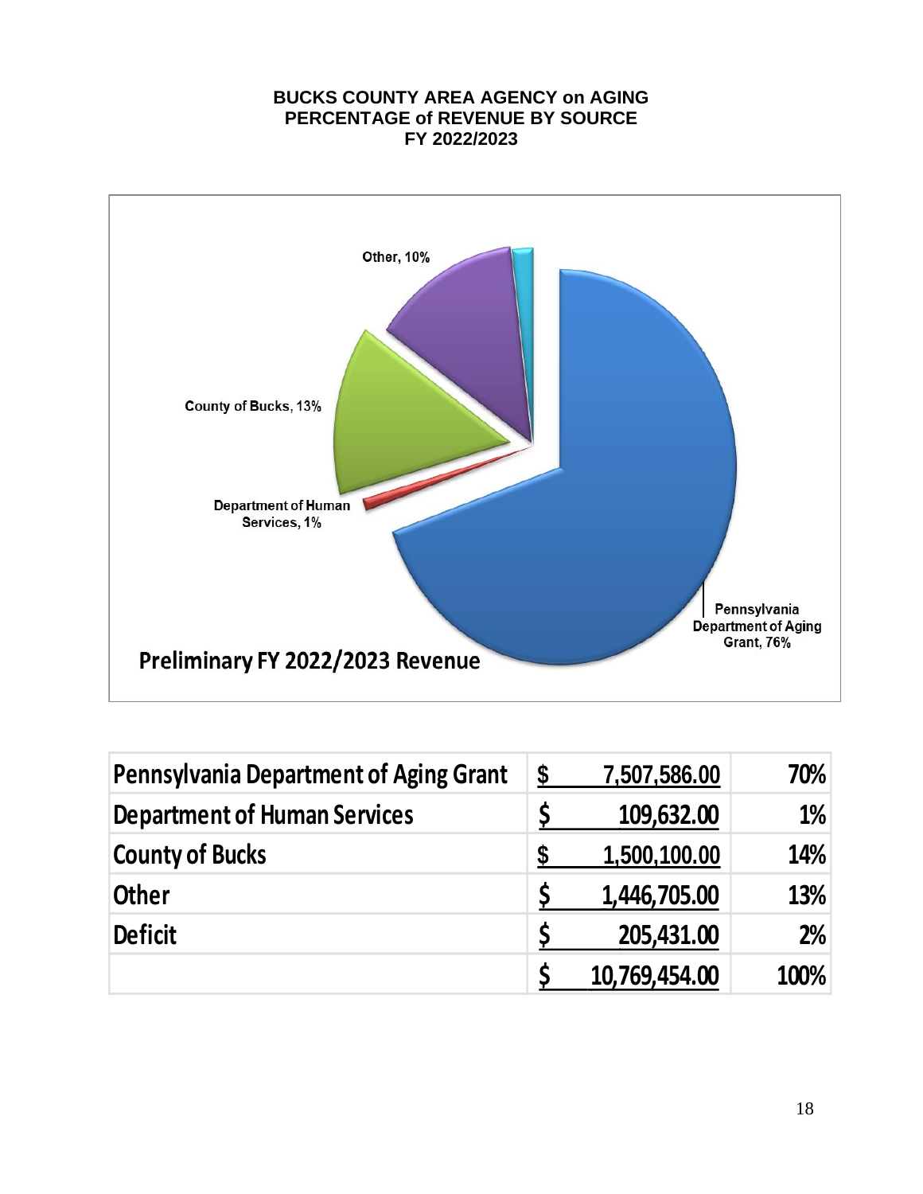# BUCKS COUNTY AREA AGENCY on AGING
## PERCENTAGE of REVENUE BY SOURCE
## FY 2022/2023

Other, 10%

County of Bucks, 13%

Department of Human Services, 1%

Pennsylvania Department of Aging Grant, 76%

**Preliminary FY 2022/2023 Revenue**

| | | |
|---|---|---|
| **Pennsylvania Department of Aging Grant** | **$ 7,507,586.00** | **70%** |
| **Department of Human Services** | **$ 109,632.00** | **1%** |
| **County of Bucks** | **$ 1,500,100.00** | **14%** |
| **Other** | **$ 1,446,705.00** | **13%** |
| **Deficit** | **$ 205,431.00** | **2%** |
| | **$ 10,769,454.00** | **100%** |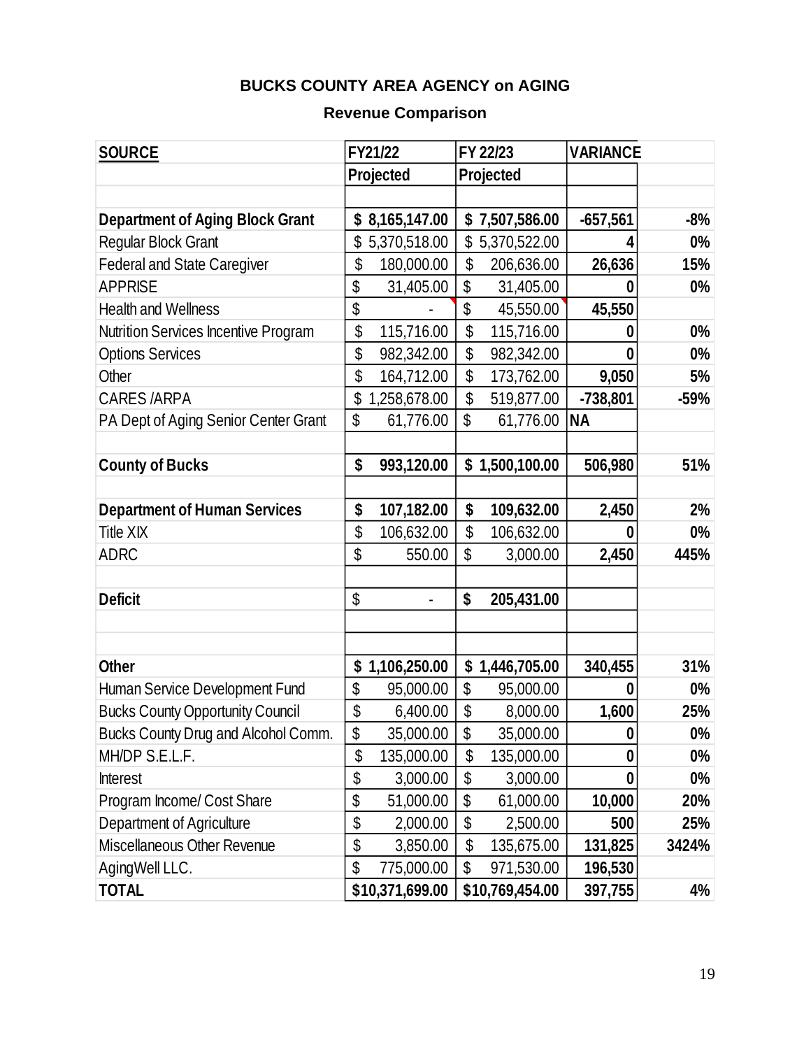**BUCKS COUNTY AREA AGENCY on AGING**

**Revenue Comparison**

| SOURCE | FY21/22 Projected | FY 22/23 Projected | VARIANCE | |
|---|---|---|---|---|
| | | | | |
| **Department of Aging Block Grant** | **$ 8,165,147.00** | **$ 7,507,586.00** | **-657,561** | **-8%** |
| Regular Block Grant | $ 5,370,518.00 | $ 5,370,522.00 | **4** | **0%** |
| Federal and State Caregiver | $ 180,000.00 | $ 206,636.00 | **26,636** | **15%** |
| APPRISE | $ 31,405.00 | $ 31,405.00 | **0** | **0%** |
| Health and Wellness | $ - | $ 45,550.00 | **45,550** | |
| Nutrition Services Incentive Program | $ 115,716.00 | $ 115,716.00 | **0** | **0%** |
| Options Services | $ 982,342.00 | $ 982,342.00 | **0** | **0%** |
| Other | $ 164,712.00 | $ 173,762.00 | **9,050** | **5%** |
| CARES /ARPA | $ 1,258,678.00 | $ 519,877.00 | **-738,801** | **-59%** |
| PA Dept of Aging Senior Center Grant | $ 61,776.00 | $ 61,776.00 | **NA** | |
| | | | | |
| **County of Bucks** | **$ 993,120.00** | **$ 1,500,100.00** | **506,980** | **51%** |
| | | | | |
| **Department of Human Services** | **$ 107,182.00** | **$ 109,632.00** | **2,450** | **2%** |
| Title XIX | $ 106,632.00 | $ 106,632.00 | **0** | **0%** |
| ADRC | $ 550.00 | $ 3,000.00 | **2,450** | **445%** |
| | | | | |
| **Deficit** | $ - | **$ 205,431.00** | | |
| | | | | |
| | | | | |
| **Other** | **$ 1,106,250.00** | **$ 1,446,705.00** | **340,455** | **31%** |
| Human Service Development Fund | $ 95,000.00 | $ 95,000.00 | **0** | **0%** |
| Bucks County Opportunity Council | $ 6,400.00 | $ 8,000.00 | **1,600** | **25%** |
| Bucks County Drug and Alcohol Comm. | $ 35,000.00 | $ 35,000.00 | **0** | **0%** |
| MH/DP S.E.L.F. | $ 135,000.00 | $ 135,000.00 | **0** | **0%** |
| Interest | $ 3,000.00 | $ 3,000.00 | **0** | **0%** |
| Program Income/ Cost Share | $ 51,000.00 | $ 61,000.00 | **10,000** | **20%** |
| Department of Agriculture | $ 2,000.00 | $ 2,500.00 | **500** | **25%** |
| Miscellaneous Other Revenue | $ 3,850.00 | $ 135,675.00 | **131,825** | **3424%** |
| AgingWell LLC. | $ 775,000.00 | $ 971,530.00 | **196,530** | |
| **TOTAL** | **$10,371,699.00** | **$10,769,454.00** | **397,755** | **4%** |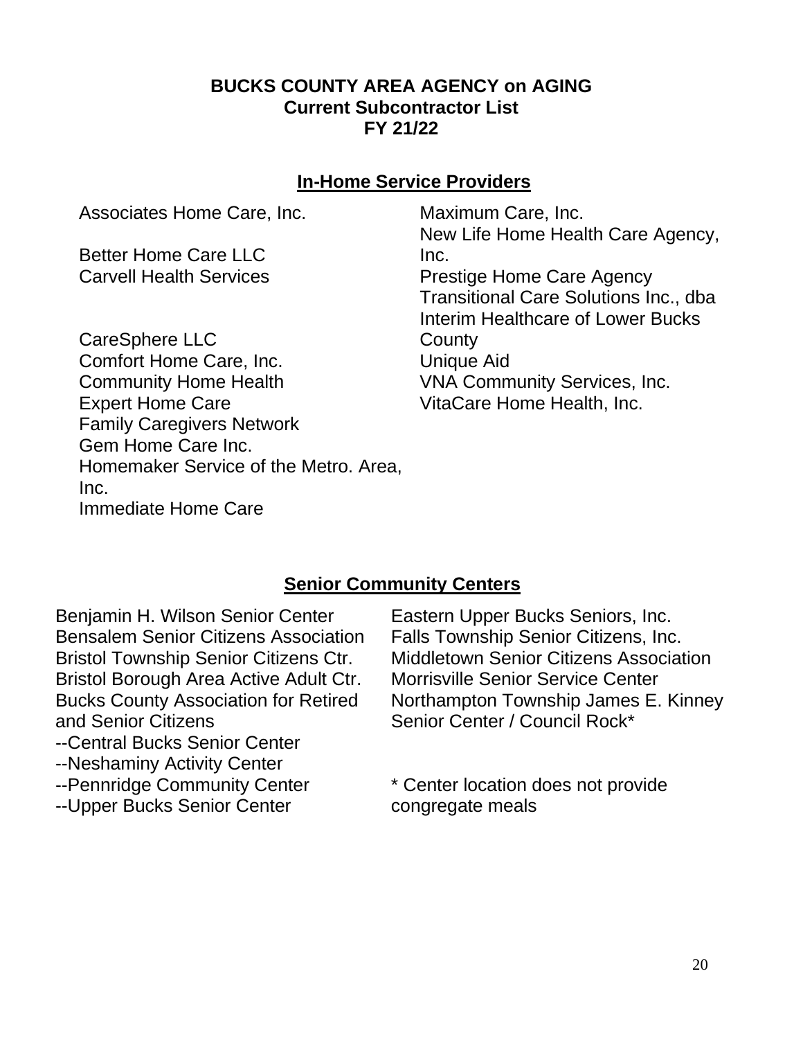**BUCKS COUNTY AREA AGENCY on AGING**
**Current Subcontractor List**
**FY 21/22**

## In-Home Service Providers

Associates Home Care, Inc.
Better Home Care LLC
Carvell Health Services
CareSphere LLC
Comfort Home Care, Inc.
Community Home Health
Expert Home Care
Family Caregivers Network
Gem Home Care Inc.
Homemaker Service of the Metro. Area, Inc.
Immediate Home Care
Maximum Care, Inc.
New Life Home Health Care Agency, Inc.
Prestige Home Care Agency
Transitional Care Solutions Inc., dba Interim Healthcare of Lower Bucks County
Unique Aid
VNA Community Services, Inc.
VitaCare Home Health, Inc.

## Senior Community Centers

Benjamin H. Wilson Senior Center
Bensalem Senior Citizens Association
Bristol Township Senior Citizens Ctr.
Bristol Borough Area Active Adult Ctr.
Bucks County Association for Retired and Senior Citizens
--Central Bucks Senior Center
--Neshaminy Activity Center
--Pennridge Community Center
--Upper Bucks Senior Center
Eastern Upper Bucks Seniors, Inc.
Falls Township Senior Citizens, Inc.
Middletown Senior Citizens Association
Morrisville Senior Service Center
Northampton Township James E. Kinney Senior Center / Council Rock*

* Center location does not provide congregate meals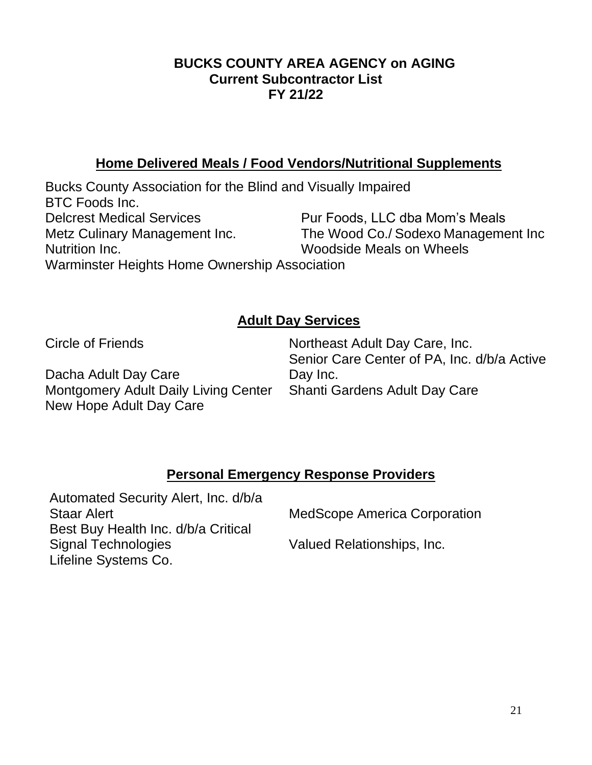**BUCKS COUNTY AREA AGENCY on AGING**
**Current Subcontractor List**
**FY 21/22**

## Home Delivered Meals / Food Vendors/Nutritional Supplements

Bucks County Association for the Blind and Visually Impaired
BTC Foods Inc.
Delcrest Medical Services
Metz Culinary Management Inc.
Nutrition Inc.
Warminster Heights Home Ownership Association
Pur Foods, LLC dba Mom's Meals
The Wood Co./ Sodexo Management Inc
Woodside Meals on Wheels

## Adult Day Services

Circle of Friends
Dacha Adult Day Care
Montgomery Adult Daily Living Center
New Hope Adult Day Care
Northeast Adult Day Care, Inc.
Senior Care Center of PA, Inc. d/b/a Active Day Inc.
Shanti Gardens Adult Day Care

## Personal Emergency Response Providers

Automated Security Alert, Inc. d/b/a Staar Alert
Best Buy Health Inc. d/b/a Critical Signal Technologies
Lifeline Systems Co.
MedScope America Corporation
Valued Relationships, Inc.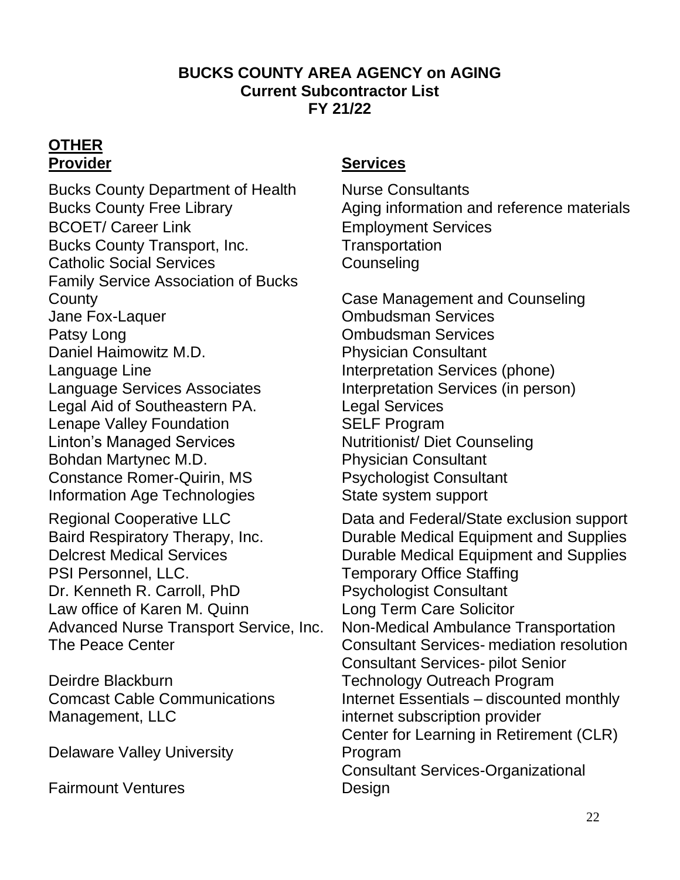**BUCKS COUNTY AREA AGENCY on AGING**
**Current Subcontractor List**
**FY 21/22**

**OTHER**

| Provider | Services |
|---|---|
| Bucks County Department of Health | Nurse Consultants |
| Bucks County Free Library | Aging information and reference materials |
| BCOET/ Career Link | Employment Services |
| Bucks County Transport, Inc. | Transportation |
| Catholic Social Services | Counseling |
| Family Service Association of Bucks County | Case Management and Counseling |
| Jane Fox-Laquer | Ombudsman Services |
| Patsy Long | Ombudsman Services |
| Daniel Haimowitz M.D. | Physician Consultant |
| Language Line | Interpretation Services (phone) |
| Language Services Associates | Interpretation Services (in person) |
| Legal Aid of Southeastern PA. | Legal Services |
| Lenape Valley Foundation | SELF Program |
| Linton's Managed Services | Nutritionist/ Diet Counseling |
| Bohdan Martynec M.D. | Physician Consultant |
| Constance Romer-Quirin, MS | Psychologist Consultant |
| Information Age Technologies | State system support |
| Regional Cooperative LLC | Data and Federal/State exclusion support |
| Baird Respiratory Therapy, Inc. | Durable Medical Equipment and Supplies |
| Delcrest Medical Services | Durable Medical Equipment and Supplies |
| PSI Personnel, LLC. | Temporary Office Staffing |
| Dr. Kenneth R. Carroll, PhD | Psychologist Consultant |
| Law office of Karen M. Quinn | Long Term Care Solicitor |
| Advanced Nurse Transport Service, Inc. | Non-Medical Ambulance Transportation |
| The Peace Center | Consultant Services- mediation resolution |
| Deirdre Blackburn | Consultant Services- pilot Senior Technology Outreach Program |
| Comcast Cable Communications Management, LLC | Internet Essentials – discounted monthly internet subscription provider |
| Delaware Valley University | Center for Learning in Retirement (CLR) Program |
| Fairmount Ventures | Consultant Services-Organizational Design |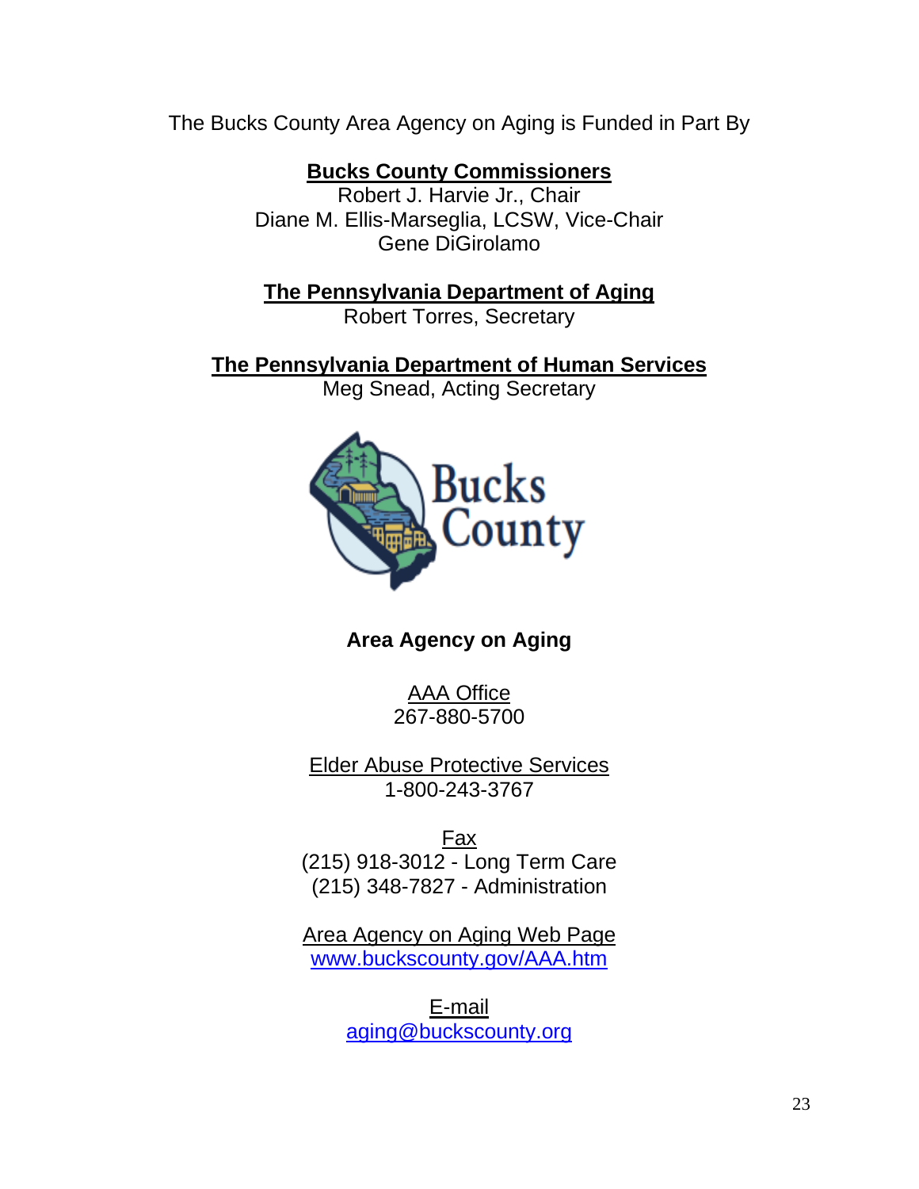The Bucks County Area Agency on Aging is Funded in Part By

**Bucks County Commissioners**
Robert J. Harvie Jr., Chair
Diane M. Ellis-Marseglia, LCSW, Vice-Chair
Gene DiGirolamo

**The Pennsylvania Department of Aging**
Robert Torres, Secretary

**The Pennsylvania Department of Human Services**
Meg Snead, Acting Secretary

Bucks County

**Area Agency on Aging**

AAA Office
267-880-5700

Elder Abuse Protective Services
1-800-243-3767

Fax
(215) 918-3012 - Long Term Care
(215) 348-7827 - Administration

Area Agency on Aging Web Page
www.buckscounty.gov/AAA.htm

E-mail
aging@buckscounty.org